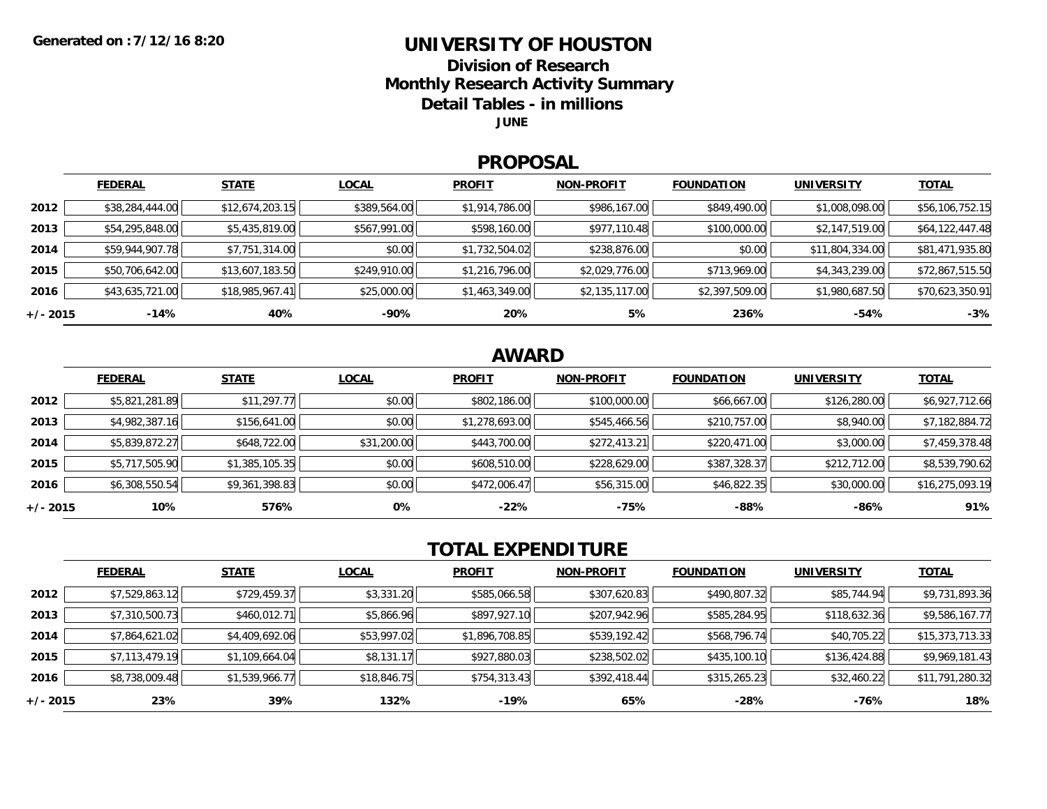**Generated on :7/12/16 8:20**

# UNIVERSITY OF HOUSTON

## Division of Research
## Monthly Research Activity Summary
## Detail Tables - in millions

**JUNE**

## PROPOSAL

| | FEDERAL | STATE | LOCAL | PROFIT | NON-PROFIT | FOUNDATION | UNIVERSITY | TOTAL |
|---|---|---|---|---|---|---|---|---|
| **2012** | $38,284,444.00 | $12,674,203.15 | $389,564.00 | $1,914,786.00 | $986,167.00 | $849,490.00 | $1,008,098.00 | $56,106,752.15 |
| **2013** | $54,295,848.00 | $5,435,819.00 | $567,991.00 | $598,160.00 | $977,110.48 | $100,000.00 | $2,147,519.00 | $64,122,447.48 |
| **2014** | $59,944,907.78 | $7,751,314.00 | $0.00 | $1,732,504.02 | $238,876.00 | $0.00 | $11,804,334.00 | $81,471,935.80 |
| **2015** | $50,706,642.00 | $13,607,183.50 | $249,910.00 | $1,216,796.00 | $2,029,776.00 | $713,969.00 | $4,343,239.00 | $72,867,515.50 |
| **2016** | $43,635,721.00 | $18,985,967.41 | $25,000.00 | $1,463,349.00 | $2,135,117.00 | $2,397,509.00 | $1,980,687.50 | $70,623,350.91 |
| **+/- 2015** | **-14%** | **40%** | **-90%** | **20%** | **5%** | **236%** | **-54%** | **-3%** |

## AWARD

| | FEDERAL | STATE | LOCAL | PROFIT | NON-PROFIT | FOUNDATION | UNIVERSITY | TOTAL |
|---|---|---|---|---|---|---|---|---|
| **2012** | $5,821,281.89 | $11,297.77 | $0.00 | $802,186.00 | $100,000.00 | $66,667.00 | $126,280.00 | $6,927,712.66 |
| **2013** | $4,982,387.16 | $156,641.00 | $0.00 | $1,278,693.00 | $545,466.56 | $210,757.00 | $8,940.00 | $7,182,884.72 |
| **2014** | $5,839,872.27 | $648,722.00 | $31,200.00 | $443,700.00 | $272,413.21 | $220,471.00 | $3,000.00 | $7,459,378.48 |
| **2015** | $5,717,505.90 | $1,385,105.35 | $0.00 | $608,510.00 | $228,629.00 | $387,328.37 | $212,712.00 | $8,539,790.62 |
| **2016** | $6,308,550.54 | $9,361,398.83 | $0.00 | $472,006.47 | $56,315.00 | $46,822.35 | $30,000.00 | $16,275,093.19 |
| **+/- 2015** | **10%** | **576%** | **0%** | **-22%** | **-75%** | **-88%** | **-86%** | **91%** |

## TOTAL EXPENDITURE

| | FEDERAL | STATE | LOCAL | PROFIT | NON-PROFIT | FOUNDATION | UNIVERSITY | TOTAL |
|---|---|---|---|---|---|---|---|---|
| **2012** | $7,529,863.12 | $729,459.37 | $3,331.20 | $585,066.58 | $307,620.83 | $490,807.32 | $85,744.94 | $9,731,893.36 |
| **2013** | $7,310,500.73 | $460,012.71 | $5,866.96 | $897,927.10 | $207,942.96 | $585,284.95 | $118,632.36 | $9,586,167.77 |
| **2014** | $7,864,621.02 | $4,409,692.06 | $53,997.02 | $1,896,708.85 | $539,192.42 | $568,796.74 | $40,705.22 | $15,373,713.33 |
| **2015** | $7,113,479.19 | $1,109,664.04 | $8,131.17 | $927,880.03 | $238,502.02 | $435,100.10 | $136,424.88 | $9,969,181.43 |
| **2016** | $8,738,009.48 | $1,539,966.77 | $18,846.75 | $754,313.43 | $392,418.44 | $315,265.23 | $32,460.22 | $11,791,280.32 |
| **+/- 2015** | **23%** | **39%** | **132%** | **-19%** | **65%** | **-28%** | **-76%** | **18%** |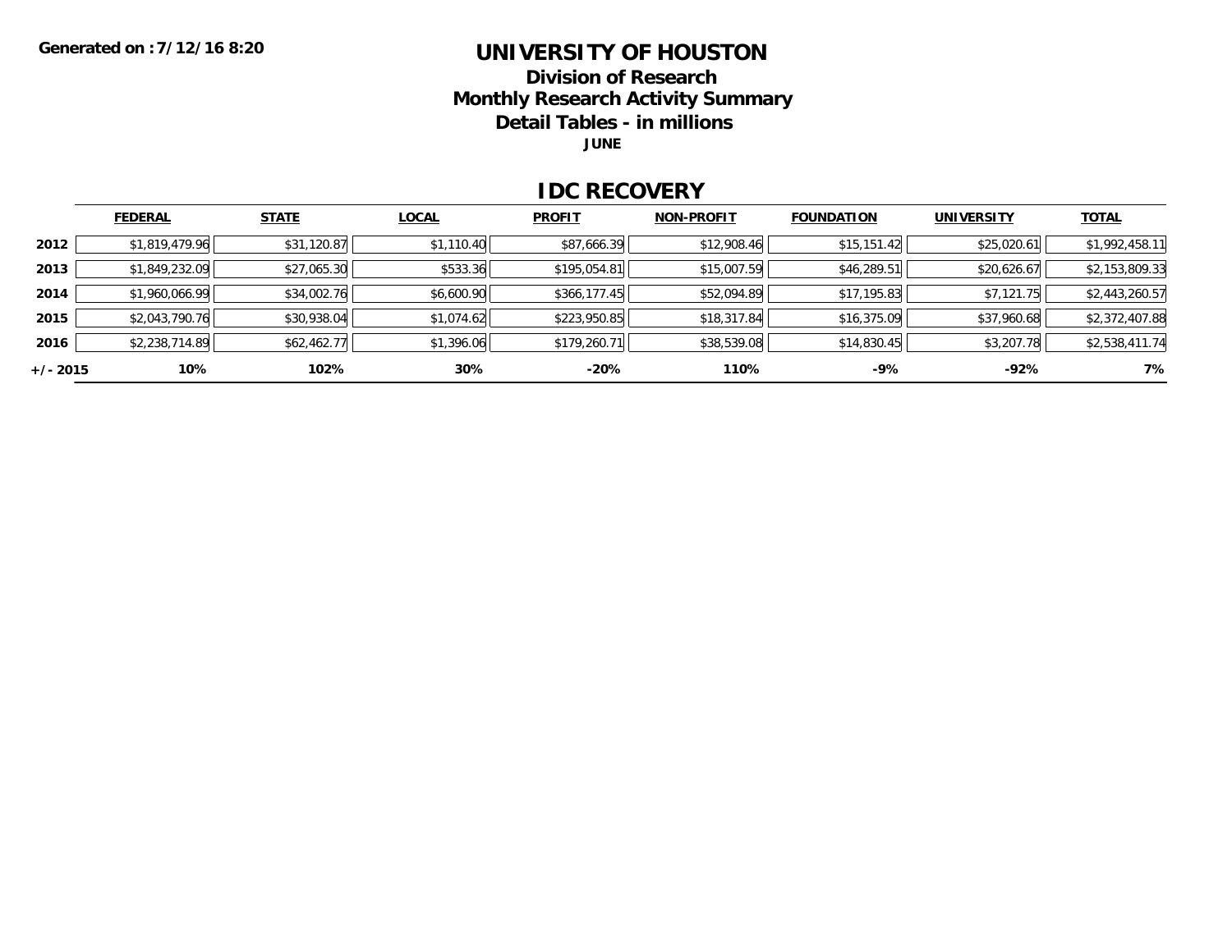Generated on :7/12/16 8:20

# UNIVERSITY OF HOUSTON

## Division of Research
## Monthly Research Activity Summary
## Detail Tables - in millions

**JUNE**

## IDC RECOVERY

| | FEDERAL | STATE | LOCAL | PROFIT | NON-PROFIT | FOUNDATION | UNIVERSITY | TOTAL |
|---|---|---|---|---|---|---|---|---|
| **2012** | $1,819,479.96 | $31,120.87 | $1,110.40 | $87,666.39 | $12,908.46 | $15,151.42 | $25,020.61 | $1,992,458.11 |
| **2013** | $1,849,232.09 | $27,065.30 | $533.36 | $195,054.81 | $15,007.59 | $46,289.51 | $20,626.67 | $2,153,809.33 |
| **2014** | $1,960,066.99 | $34,002.76 | $6,600.90 | $366,177.45 | $52,094.89 | $17,195.83 | $7,121.75 | $2,443,260.57 |
| **2015** | $2,043,790.76 | $30,938.04 | $1,074.62 | $223,950.85 | $18,317.84 | $16,375.09 | $37,960.68 | $2,372,407.88 |
| **2016** | $2,238,714.89 | $62,462.77 | $1,396.06 | $179,260.71 | $38,539.08 | $14,830.45 | $3,207.78 | $2,538,411.74 |
| **+/- 2015** | **10%** | **102%** | **30%** | **-20%** | **110%** | **-9%** | **-92%** | **7%** |